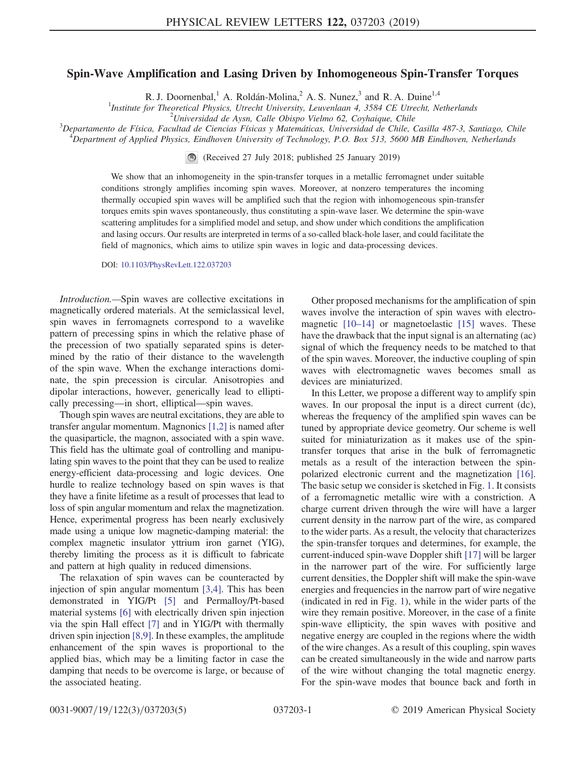# Spin-Wave Amplification and Lasing Driven by Inhomogeneous Spin-Transfer Torques

R. J. Doornenbal,[1] A. Roldán-Molina,[2] A. S. Nunez,[3] and R. A. Duine[1,4]

[1]Institute for Theoretical Physics, Utrecht University, Leuvenlaan 4, 3584 CE Utrecht, Netherlands
[2]Universidad de Aysn, Calle Obispo Vielmo 62, Coyhaique, Chile
[3]Departamento de Física, Facultad de Ciencias Físicas y Matemáticas, Universidad de Chile, Casilla 487-3, Santiago, Chile
[4]Department of Applied Physics, Eindhoven University of Technology, P.O. Box 513, 5600 MB Eindhoven, Netherlands

(Received 27 July 2018; published 25 January 2019)

We show that an inhomogeneity in the spin-transfer torques in a metallic ferromagnet under suitable conditions strongly amplifies incoming spin waves. Moreover, at nonzero temperatures the incoming thermally occupied spin waves will be amplified such that the region with inhomogeneous spin-transfer torques emits spin waves spontaneously, thus constituting a spin-wave laser. We determine the spin-wave scattering amplitudes for a simplified model and setup, and show under which conditions the amplification and lasing occurs. Our results are interpreted in terms of a so-called black-hole laser, and could facilitate the field of magnonics, which aims to utilize spin waves in logic and data-processing devices.

DOI: 10.1103/PhysRevLett.122.037203

*Introduction.*—Spin waves are collective excitations in magnetically ordered materials. At the semiclassical level, spin waves in ferromagnets correspond to a wavelike pattern of precessing spins in which the relative phase of the precession of two spatially separated spins is determined by the ratio of their distance to the wavelength of the spin wave. When the exchange interactions dominate, the spin precession is circular. Anisotropies and dipolar interactions, however, generically lead to elliptically precessing—in short, elliptical—spin waves.

Though spin waves are neutral excitations, they are able to transfer angular momentum. Magnonics [1,2] is named after the quasiparticle, the magnon, associated with a spin wave. This field has the ultimate goal of controlling and manipulating spin waves to the point that they can be used to realize energy-efficient data-processing and logic devices. One hurdle to realize technology based on spin waves is that they have a finite lifetime as a result of processes that lead to loss of spin angular momentum and relax the magnetization. Hence, experimental progress has been nearly exclusively made using a unique low magnetic-damping material: the complex magnetic insulator yttrium iron garnet (YIG), thereby limiting the process as it is difficult to fabricate and pattern at high quality in reduced dimensions.

The relaxation of spin waves can be counteracted by injection of spin angular momentum [3,4]. This has been demonstrated in YIG/Pt [5] and Permalloy/Pt-based material systems [6] with electrically driven spin injection via the spin Hall effect [7] and in YIG/Pt with thermally driven spin injection [8,9]. In these examples, the amplitude enhancement of the spin waves is proportional to the applied bias, which may be a limiting factor in case the damping that needs to be overcome is large, or because of the associated heating.

Other proposed mechanisms for the amplification of spin waves involve the interaction of spin waves with electromagnetic [10–14] or magnetoelastic [15] waves. These have the drawback that the input signal is an alternating (ac) signal of which the frequency needs to be matched to that of the spin waves. Moreover, the inductive coupling of spin waves with electromagnetic waves becomes small as devices are miniaturized.

In this Letter, we propose a different way to amplify spin waves. In our proposal the input is a direct current (dc), whereas the frequency of the amplified spin waves can be tuned by appropriate device geometry. Our scheme is well suited for miniaturization as it makes use of the spin-transfer torques that arise in the bulk of ferromagnetic metals as a result of the interaction between the spin-polarized electronic current and the magnetization [16]. The basic setup we consider is sketched in Fig. 1. It consists of a ferromagnetic metallic wire with a constriction. A charge current driven through the wire will have a larger current density in the narrow part of the wire, as compared to the wider parts. As a result, the velocity that characterizes the spin-transfer torques and determines, for example, the current-induced spin-wave Doppler shift [17] will be larger in the narrower part of the wire. For sufficiently large current densities, the Doppler shift will make the spin-wave energies and frequencies in the narrow part of wire negative (indicated in red in Fig. 1), while in the wider parts of the wire they remain positive. Moreover, in the case of a finite spin-wave ellipticity, the spin waves with positive and negative energy are coupled in the regions where the width of the wire changes. As a result of this coupling, spin waves can be created simultaneously in the wide and narrow parts of the wire without changing the total magnetic energy. For the spin-wave modes that bounce back and forth in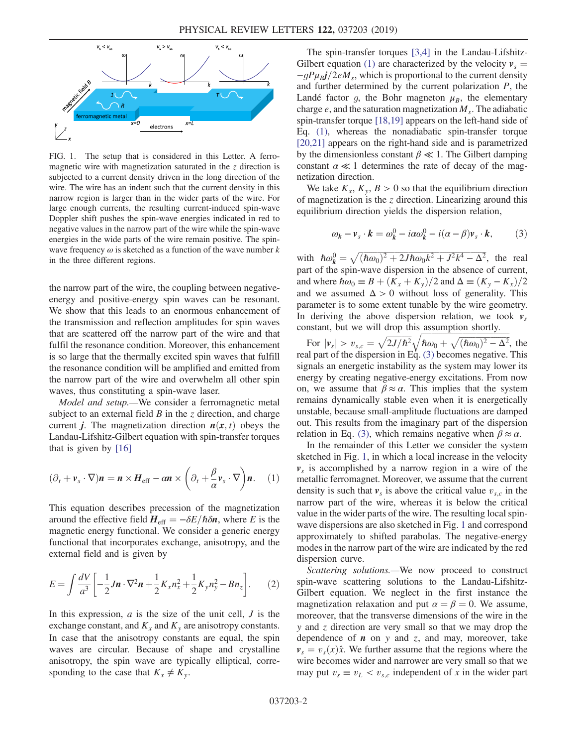FIG. 1. The setup that is considered in this Letter. A ferromagnetic wire with magnetization saturated in the $z$ direction is subjected to a current density driven in the long direction of the wire. The wire has an indent such that the current density in this narrow region is larger than in the wider parts of the wire. For large enough currents, the resulting current-induced spin-wave Doppler shift pushes the spin-wave energies indicated in red to negative values in the narrow part of the wire while the spin-wave energies in the wide parts of the wire remain positive. The spin-wave frequency $\omega$ is sketched as a function of the wave number $k$ in the three different regions.

the narrow part of the wire, the coupling between negative-energy and positive-energy spin waves can be resonant. We show that this leads to an enormous enhancement of the transmission and reflection amplitudes for spin waves that are scattered off the narrow part of the wire and that fulfil the resonance condition. Moreover, this enhancement is so large that the thermally excited spin waves that fulfill the resonance condition will be amplified and emitted from the narrow part of the wire and overwhelm all other spin waves, thus constituting a spin-wave laser.

*Model and setup.*—We consider a ferromagnetic metal subject to an external field $B$ in the $z$ direction, and charge current $\boldsymbol{j}$. The magnetization direction $\boldsymbol{n}(\boldsymbol{x}, t)$ obeys the Landau-Lifshitz-Gilbert equation with spin-transfer torques that is given by [16]

$$(\partial_t + \boldsymbol{v}_s \cdot \nabla)\boldsymbol{n} = \boldsymbol{n} \times \boldsymbol{H}_{\text{eff}} - \alpha \boldsymbol{n} \times \left(\partial_t + \frac{\beta}{\alpha}\boldsymbol{v}_s \cdot \nabla\right)\boldsymbol{n}. \quad (1)$$

This equation describes precession of the magnetization around the effective field $\boldsymbol{H}_{\text{eff}} = -\delta E/\hbar\delta\boldsymbol{n}$, where $E$ is the magnetic energy functional. We consider a generic energy functional that incorporates exchange, anisotropy, and the external field and is given by

$$E = \int \frac{dV}{a^3}\left[-\frac{1}{2}J\boldsymbol{n}\cdot\nabla^2\boldsymbol{n} + \frac{1}{2}K_x n_z^2 + \frac{1}{2}K_y n_y^2 - Bn_z\right]. \quad (2)$$

In this expression, $a$ is the size of the unit cell, $J$ is the exchange constant, and $K_x$ and $K_y$ are anisotropy constants. In case that the anisotropy constants are equal, the spin waves are circular. Because of shape and crystalline anisotropy, the spin wave are typically elliptical, corresponding to the case that $K_x \neq K_y$.

The spin-transfer torques [3,4] in the Landau-Lifshitz-Gilbert equation (1) are characterized by the velocity $\boldsymbol{v}_s = -gP\mu_B\boldsymbol{j}/2eM_s$, which is proportional to the current density and further determined by the current polarization $P$, the Landé factor $g$, the Bohr magneton $\mu_B$, the elementary charge $e$, and the saturation magnetization $M_s$. The adiabatic spin-transfer torque [18,19] appears on the left-hand side of Eq. (1), whereas the nonadiabatic spin-transfer torque [20,21] appears on the right-hand side and is parametrized by the dimensionless constant $\beta \ll 1$. The Gilbert damping constant $\alpha \ll 1$ determines the rate of decay of the magnetization direction.

We take $K_x$, $K_y$, $B > 0$ so that the equilibrium direction of magnetization is the $z$ direction. Linearizing around this equilibrium direction yields the dispersion relation,

$$\omega_{\boldsymbol{k}} - \boldsymbol{v}_s \cdot \boldsymbol{k} = \omega_{\boldsymbol{k}}^0 - i\alpha\omega_{\boldsymbol{k}}^0 - i(\alpha - \beta)\boldsymbol{v}_s \cdot \boldsymbol{k}, \quad (3)$$

with $\hbar\omega_{\boldsymbol{k}}^0 = \sqrt{(\hbar\omega_0)^2 + 2J\hbar\omega_0 k^2 + J^2k^4 - \Delta^2}$, the real part of the spin-wave dispersion in the absence of current, and where $\hbar\omega_0 \equiv B + (K_x + K_y)/2$ and $\Delta \equiv (K_y - K_x)/2$ and we assumed $\Delta > 0$ without loss of generality. This parameter is to some extent tunable by the wire geometry. In deriving the above dispersion relation, we took $\boldsymbol{v}_s$ constant, but we will drop this assumption shortly.

For $|\boldsymbol{v}_s| > v_{s,c} = \sqrt{2J/\hbar^2}\sqrt{\hbar\omega_0 + \sqrt{(\hbar\omega_0)^2 - \Delta^2}}$, the real part of the dispersion in Eq. (3) becomes negative. This signals an energetic instability as the system may lower its energy by creating negative-energy excitations. From now on, we assume that $\beta \approx \alpha$. This implies that the system remains dynamically stable even when it is energetically unstable, because small-amplitude fluctuations are damped out. This results from the imaginary part of the dispersion relation in Eq. (3), which remains negative when $\beta \approx \alpha$.

In the remainder of this Letter we consider the system sketched in Fig. 1, in which a local increase in the velocity $\boldsymbol{v}_s$ is accomplished by a narrow region in a wire of the metallic ferromagnet. Moreover, we assume that the current density is such that $\boldsymbol{v}_s$ is above the critical value $v_{s,c}$ in the narrow part of the wire, whereas it is below the critical value in the wider parts of the wire. The resulting local spin-wave dispersions are also sketched in Fig. 1 and correspond approximately to shifted parabolas. The negative-energy modes in the narrow part of the wire are indicated by the red dispersion curve.

*Scattering solutions.*—We now proceed to construct spin-wave scattering solutions to the Landau-Lifshitz-Gilbert equation. We neglect in the first instance the magnetization relaxation and put $\alpha = \beta = 0$. We assume, moreover, that the transverse dimensions of the wire in the $y$ and $z$ direction are very small so that we may drop the dependence of $\boldsymbol{n}$ on $y$ and $z$, and may, moreover, take $\boldsymbol{v}_s = v_s(x)\hat{x}$. We further assume that the regions where the wire becomes wider and narrower are very small so that we may put $v_s \equiv v_L < v_{s,c}$ independent of $x$ in the wider part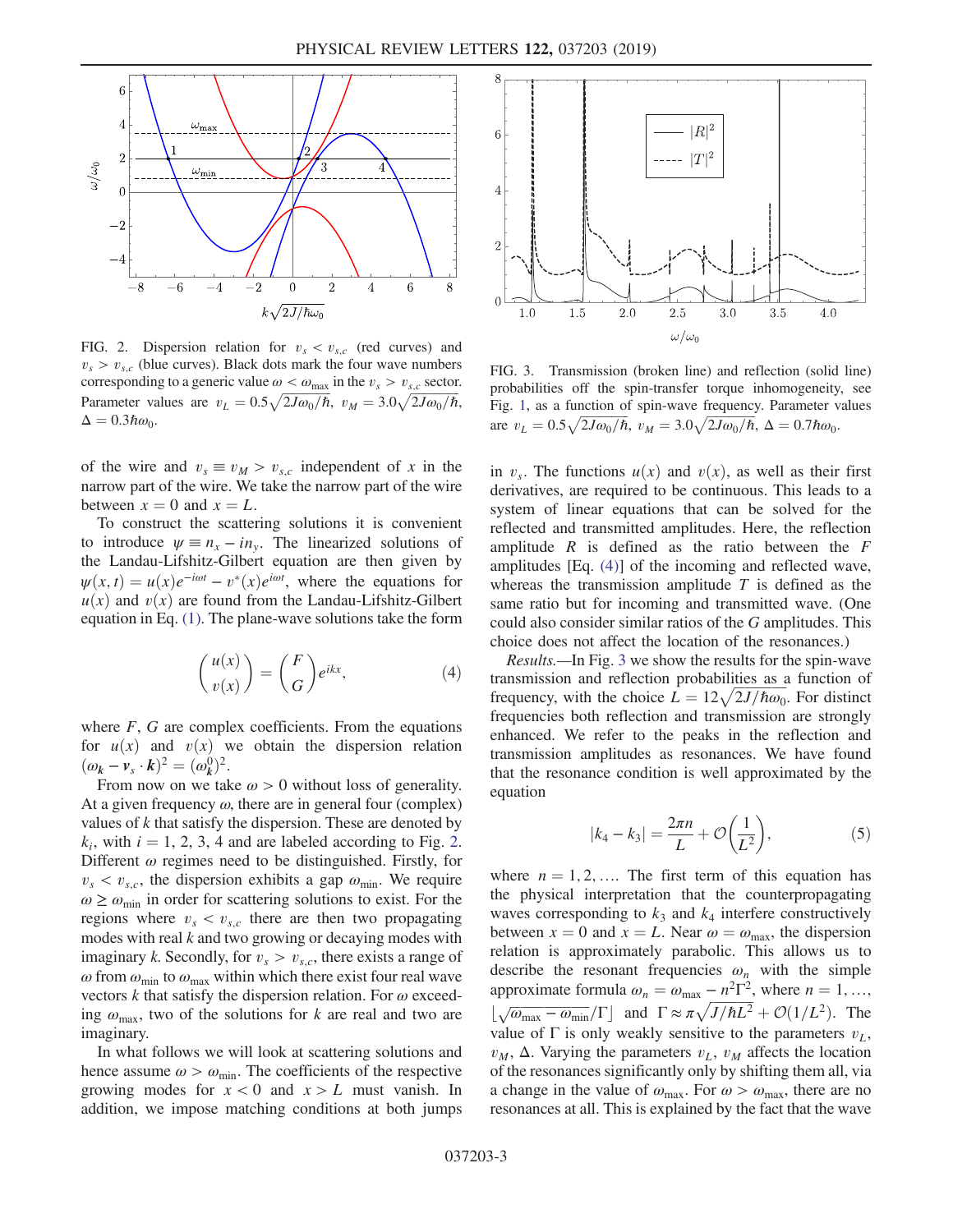FIG. 2. Dispersion relation for $v_s < v_{s,c}$ (red curves) and $v_s > v_{s,c}$ (blue curves). Black dots mark the four wave numbers corresponding to a generic value $\omega < \omega_{\max}$ in the $v_s > v_{s,c}$ sector. Parameter values are $v_L = 0.5\sqrt{2J\omega_0/\hbar}$, $v_M = 3.0\sqrt{2J\omega_0/\hbar}$, $\Delta = 0.3\hbar\omega_0$.

FIG. 3. Transmission (broken line) and reflection (solid line) probabilities off the spin-transfer torque inhomogeneity, see Fig. 1, as a function of spin-wave frequency. Parameter values are $v_L = 0.5\sqrt{2J\omega_0/\hbar}$, $v_M = 3.0\sqrt{2J\omega_0/\hbar}$, $\Delta = 0.7\hbar\omega_0$.

of the wire and $v_s \equiv v_M > v_{s,c}$ independent of $x$ in the narrow part of the wire. We take the narrow part of the wire between $x = 0$ and $x = L$.

To construct the scattering solutions it is convenient to introduce $\psi \equiv n_x - in_y$. The linearized solutions of the Landau-Lifshitz-Gilbert equation are then given by $\psi(x,t) = u(x)e^{-i\omega t} - v^*(x)e^{i\omega t}$, where the equations for $u(x)$ and $v(x)$ are found from the Landau-Lifshitz-Gilbert equation in Eq. (1). The plane-wave solutions take the form

$$\begin{pmatrix} u(x) \\ v(x) \end{pmatrix} = \begin{pmatrix} F \\ G \end{pmatrix} e^{ikx}, \tag{4}$$

where $F$, $G$ are complex coefficients. From the equations for $u(x)$ and $v(x)$ we obtain the dispersion relation $(\omega_{\boldsymbol{k}} - \boldsymbol{v}_s \cdot \boldsymbol{k})^2 = (\omega_{\boldsymbol{k}}^0)^2$.

From now on we take $\omega > 0$ without loss of generality. At a given frequency $\omega$, there are in general four (complex) values of $k$ that satisfy the dispersion. These are denoted by $k_i$, with $i = 1, 2, 3, 4$ and are labeled according to Fig. 2. Different $\omega$ regimes need to be distinguished. Firstly, for $v_s < v_{s,c}$, the dispersion exhibits a gap $\omega_{\min}$. We require $\omega \geq \omega_{\min}$ in order for scattering solutions to exist. For the regions where $v_s < v_{s,c}$ there are then two propagating modes with real $k$ and two growing or decaying modes with imaginary $k$. Secondly, for $v_s > v_{s,c}$, there exists a range of $\omega$ from $\omega_{\min}$ to $\omega_{\max}$ within which there exist four real wave vectors $k$ that satisfy the dispersion relation. For $\omega$ exceeding $\omega_{\max}$, two of the solutions for $k$ are real and two are imaginary.

In what follows we will look at scattering solutions and hence assume $\omega > \omega_{\min}$. The coefficients of the respective growing modes for $x < 0$ and $x > L$ must vanish. In addition, we impose matching conditions at both jumps in $v_s$. The functions $u(x)$ and $v(x)$, as well as their first derivatives, are required to be continuous. This leads to a system of linear equations that can be solved for the reflected and transmitted amplitudes. Here, the reflection amplitude $R$ is defined as the ratio between the $F$ amplitudes [Eq. (4)] of the incoming and reflected wave, whereas the transmission amplitude $T$ is defined as the same ratio but for incoming and transmitted wave. (One could also consider similar ratios of the $G$ amplitudes. This choice does not affect the location of the resonances.)

*Results.*—In Fig. 3 we show the results for the spin-wave transmission and reflection probabilities as a function of frequency, with the choice $L = 12\sqrt{2J/\hbar\omega_0}$. For distinct frequencies both reflection and transmission are strongly enhanced. We refer to the peaks in the reflection and transmission amplitudes as resonances. We have found that the resonance condition is well approximated by the equation

$$|k_4 - k_3| = \frac{2\pi n}{L} + \mathcal{O}\left(\frac{1}{L^2}\right), \tag{5}$$

where $n = 1, 2, \ldots$. The first term of this equation has the physical interpretation that the counterpropagating waves corresponding to $k_3$ and $k_4$ interfere constructively between $x = 0$ and $x = L$. Near $\omega = \omega_{\max}$, the dispersion relation is approximately parabolic. This allows us to describe the resonant frequencies $\omega_n$ with the simple approximate formula $\omega_n = \omega_{\max} - n^2\Gamma^2$, where $n = 1, \ldots, \lfloor\sqrt{\omega_{\max} - \omega_{\min}}/\Gamma\rfloor$ and $\Gamma \approx \pi\sqrt{J/\hbar L^2} + \mathcal{O}(1/L^2)$. The value of $\Gamma$ is only weakly sensitive to the parameters $v_L$, $v_M$, $\Delta$. Varying the parameters $v_L$, $v_M$ affects the location of the resonances significantly only by shifting them all, via a change in the value of $\omega_{\max}$. For $\omega > \omega_{\max}$, there are no resonances at all. This is explained by the fact that the wave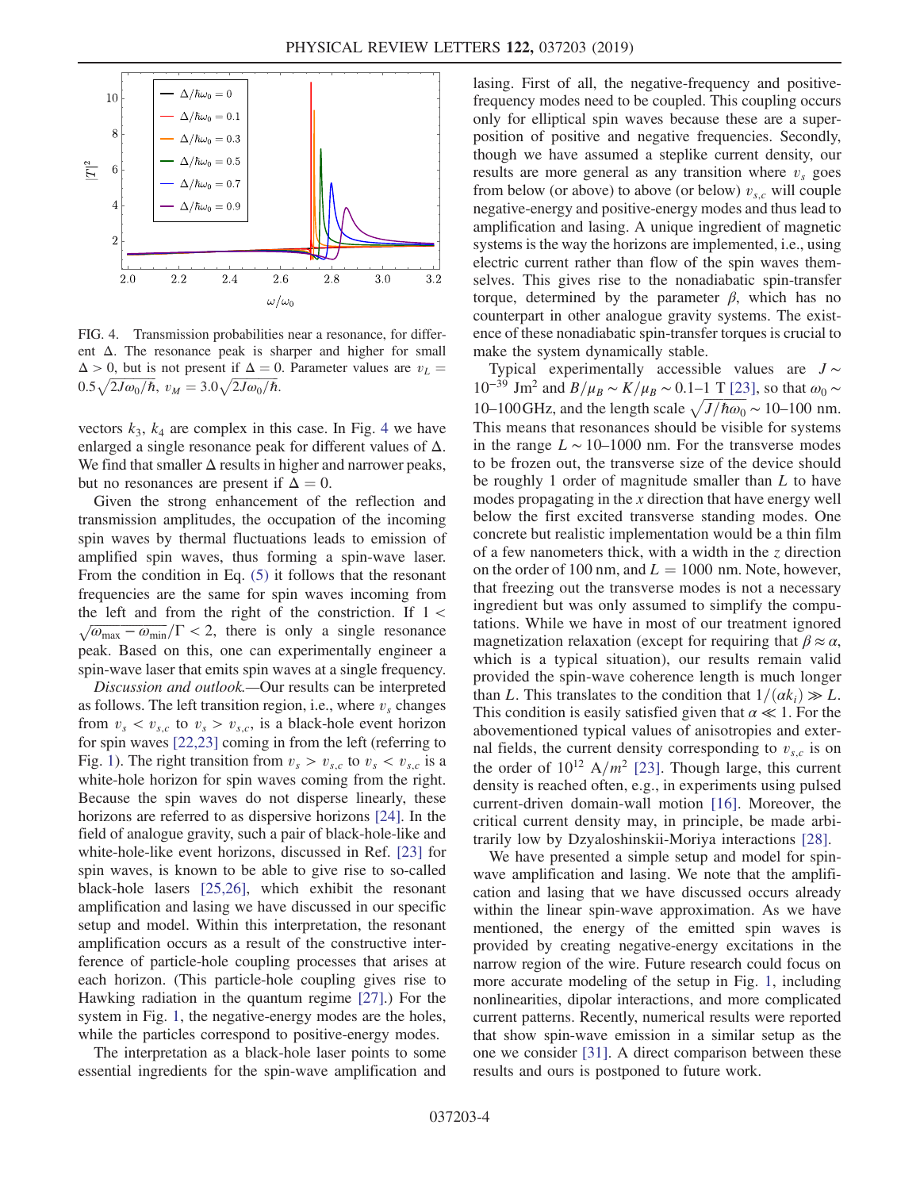FIG. 4. Transmission probabilities near a resonance, for different $\Delta$. The resonance peak is sharper and higher for small $\Delta > 0$, but is not present if $\Delta = 0$. Parameter values are $v_L = 0.5\sqrt{2J\omega_0/\hbar}$, $v_M = 3.0\sqrt{2J\omega_0/\hbar}$.

vectors $k_3$, $k_4$ are complex in this case. In Fig. 4 we have enlarged a single resonance peak for different values of $\Delta$. We find that smaller $\Delta$ results in higher and narrower peaks, but no resonances are present if $\Delta = 0$.

Given the strong enhancement of the reflection and transmission amplitudes, the occupation of the incoming spin waves by thermal fluctuations leads to emission of amplified spin waves, thus forming a spin-wave laser. From the condition in Eq. (5) it follows that the resonant frequencies are the same for spin waves incoming from the left and from the right of the constriction. If $1 < \sqrt{\omega_{\max} - \omega_{\min}}/\Gamma < 2$, there is only a single resonance peak. Based on this, one can experimentally engineer a spin-wave laser that emits spin waves at a single frequency.

*Discussion and outlook.*—Our results can be interpreted as follows. The left transition region, i.e., where $v_s$ changes from $v_s < v_{s,c}$ to $v_s > v_{s,c}$, is a black-hole event horizon for spin waves [22,23] coming in from the left (referring to Fig. 1). The right transition from $v_s > v_{s,c}$ to $v_s < v_{s,c}$ is a white-hole horizon for spin waves coming from the right. Because the spin waves do not disperse linearly, these horizons are referred to as dispersive horizons [24]. In the field of analogue gravity, such a pair of black-hole-like and white-hole-like event horizons, discussed in Ref. [23] for spin waves, is known to be able to give rise to so-called black-hole lasers [25,26], which exhibit the resonant amplification and lasing we have discussed in our specific setup and model. Within this interpretation, the resonant amplification occurs as a result of the constructive interference of particle-hole coupling processes that arises at each horizon. (This particle-hole coupling gives rise to Hawking radiation in the quantum regime [27].) For the system in Fig. 1, the negative-energy modes are the holes, while the particles correspond to positive-energy modes.

The interpretation as a black-hole laser points to some essential ingredients for the spin-wave amplification and lasing. First of all, the negative-frequency and positive-frequency modes need to be coupled. This coupling occurs only for elliptical spin waves because these are a superposition of positive and negative frequencies. Secondly, though we have assumed a steplike current density, our results are more general as any transition where $v_s$ goes from below (or above) to above (or below) $v_{s,c}$ will couple negative-energy and positive-energy modes and thus lead to amplification and lasing. A unique ingredient of magnetic systems is the way the horizons are implemented, i.e., using electric current rather than flow of the spin waves themselves. This gives rise to the nonadiabatic spin-transfer torque, determined by the parameter $\beta$, which has no counterpart in other analogue gravity systems. The existence of these nonadiabatic spin-transfer torques is crucial to make the system dynamically stable.

Typical experimentally accessible values are $J \sim 10^{-39}$ Jm$^2$ and $B/\mu_B \sim K/\mu_B \sim 0.1$–$1$ T [23], so that $\omega_0 \sim 10$–$100$ GHz, and the length scale $\sqrt{J/\hbar\omega_0} \sim 10$–$100$ nm. This means that resonances should be visible for systems in the range $L \sim 10$–$1000$ nm. For the transverse modes to be frozen out, the transverse size of the device should be roughly 1 order of magnitude smaller than $L$ to have modes propagating in the $x$ direction that have energy well below the first excited transverse standing modes. One concrete but realistic implementation would be a thin film of a few nanometers thick, with a width in the $z$ direction on the order of 100 nm, and $L = 1000$ nm. Note, however, that freezing out the transverse modes is not a necessary ingredient but was only assumed to simplify the computations. While we have in most of our treatment ignored magnetization relaxation (except for requiring that $\beta \approx \alpha$, which is a typical situation), our results remain valid provided the spin-wave coherence length is much longer than $L$. This translates to the condition that $1/(\alpha k_i) \gg L$. This condition is easily satisfied given that $\alpha \ll 1$. For the abovementioned typical values of anisotropies and external fields, the current density corresponding to $v_{s,c}$ is on the order of $10^{12}$ A$/m^2$ [23]. Though large, this current density is reached often, e.g., in experiments using pulsed current-driven domain-wall motion [16]. Moreover, the critical current density may, in principle, be made arbitrarily low by Dzyaloshinskii-Moriya interactions [28].

We have presented a simple setup and model for spin-wave amplification and lasing. We note that the amplification and lasing that we have discussed occurs already within the linear spin-wave approximation. As we have mentioned, the energy of the emitted spin waves is provided by creating negative-energy excitations in the narrow region of the wire. Future research could focus on more accurate modeling of the setup in Fig. 1, including nonlinearities, dipolar interactions, and more complicated current patterns. Recently, numerical results were reported that show spin-wave emission in a similar setup as the one we consider [31]. A direct comparison between these results and ours is postponed to future work.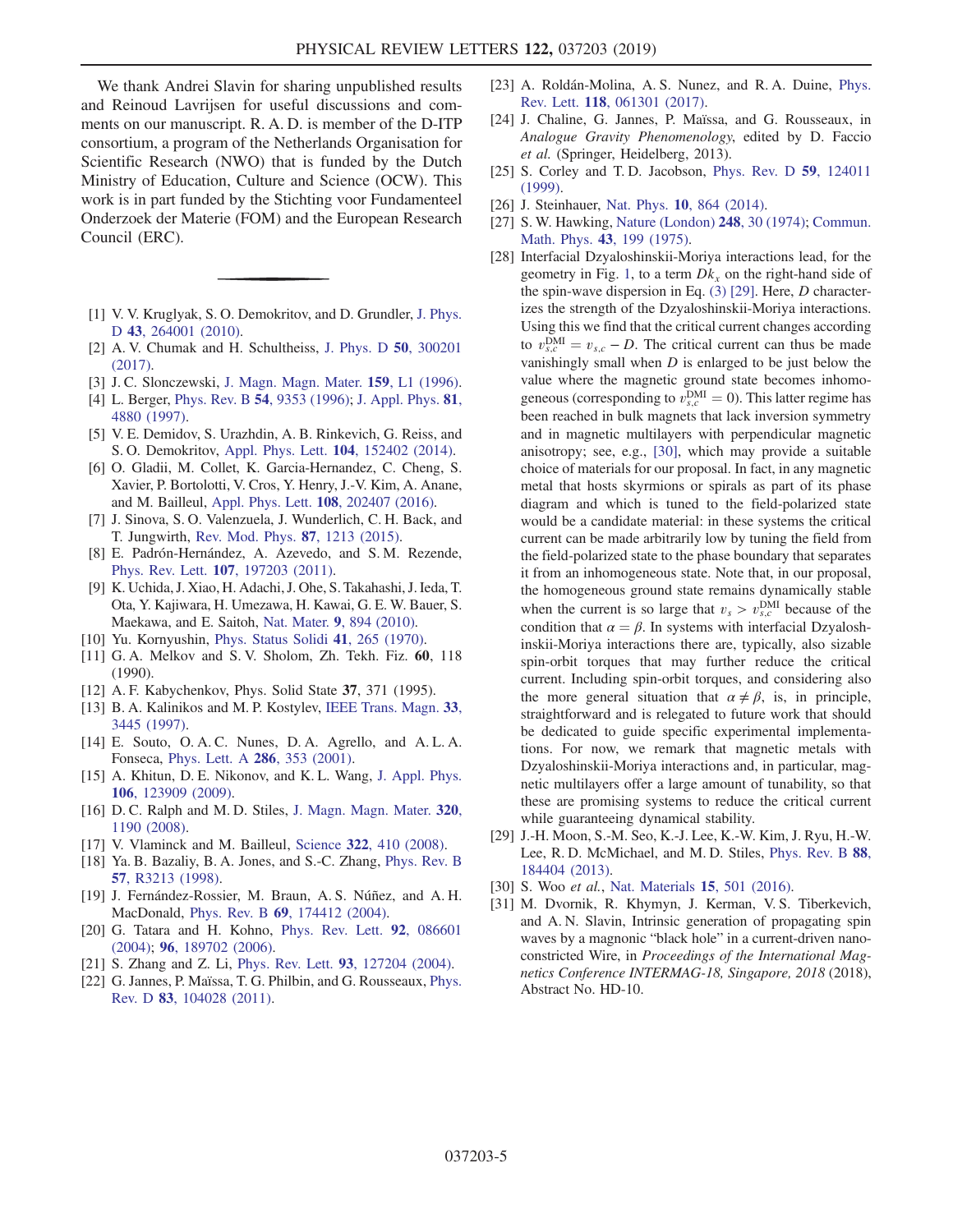We thank Andrei Slavin for sharing unpublished results and Reinoud Lavrijsen for useful discussions and comments on our manuscript. R. A. D. is member of the D-ITP consortium, a program of the Netherlands Organisation for Scientific Research (NWO) that is funded by the Dutch Ministry of Education, Culture and Science (OCW). This work is in part funded by the Stichting voor Fundamenteel Onderzoek der Materie (FOM) and the European Research Council (ERC).

---

[1] V. V. Kruglyak, S. O. Demokritov, and D. Grundler, J. Phys. D **43**, 264001 (2010).

[2] A. V. Chumak and H. Schultheiss, J. Phys. D **50**, 300201 (2017).

[3] J. C. Slonczewski, J. Magn. Magn. Mater. **159**, L1 (1996).

[4] L. Berger, Phys. Rev. B **54**, 9353 (1996); J. Appl. Phys. **81**, 4880 (1997).

[5] V. E. Demidov, S. Urazhdin, A. B. Rinkevich, G. Reiss, and S. O. Demokritov, Appl. Phys. Lett. **104**, 152402 (2014).

[6] O. Gladii, M. Collet, K. Garcia-Hernandez, C. Cheng, S. Xavier, P. Bortolotti, V. Cros, Y. Henry, J.-V. Kim, A. Anane, and M. Bailleul, Appl. Phys. Lett. **108**, 202407 (2016).

[7] J. Sinova, S. O. Valenzuela, J. Wunderlich, C. H. Back, and T. Jungwirth, Rev. Mod. Phys. **87**, 1213 (2015).

[8] E. Padrón-Hernández, A. Azevedo, and S. M. Rezende, Phys. Rev. Lett. **107**, 197203 (2011).

[9] K. Uchida, J. Xiao, H. Adachi, J. Ohe, S. Takahashi, J. Ieda, T. Ota, Y. Kajiwara, H. Umezawa, H. Kawai, G. E. W. Bauer, S. Maekawa, and E. Saitoh, Nat. Mater. **9**, 894 (2010).

[10] Yu. Kornyushin, Phys. Status Solidi **41**, 265 (1970).

[11] G. A. Melkov and S. V. Sholom, Zh. Tekh. Fiz. **60**, 118 (1990).

[12] A. F. Kabychenkov, Phys. Solid State **37**, 371 (1995).

[13] B. A. Kalinikos and M. P. Kostylev, IEEE Trans. Magn. **33**, 3445 (1997).

[14] E. Souto, O. A. C. Nunes, D. A. Agrello, and A. L. A. Fonseca, Phys. Lett. A **286**, 353 (2001).

[15] A. Khitun, D. E. Nikonov, and K. L. Wang, J. Appl. Phys. **106**, 123909 (2009).

[16] D. C. Ralph and M. D. Stiles, J. Magn. Magn. Mater. **320**, 1190 (2008).

[17] V. Vlaminck and M. Bailleul, Science **322**, 410 (2008).

[18] Ya. B. Bazaliy, B. A. Jones, and S.-C. Zhang, Phys. Rev. B **57**, R3213 (1998).

[19] J. Fernández-Rossier, M. Braun, A. S. Núñez, and A. H. MacDonald, Phys. Rev. B **69**, 174412 (2004).

[20] G. Tatara and H. Kohno, Phys. Rev. Lett. **92**, 086601 (2004); **96**, 189702 (2006).

[21] S. Zhang and Z. Li, Phys. Rev. Lett. **93**, 127204 (2004).

[22] G. Jannes, P. Maïssa, T. G. Philbin, and G. Rousseaux, Phys. Rev. D **83**, 104028 (2011).

[23] A. Roldán-Molina, A. S. Nunez, and R. A. Duine, Phys. Rev. Lett. **118**, 061301 (2017).

[24] J. Chaline, G. Jannes, P. Maïssa, and G. Rousseaux, in *Analogue Gravity Phenomenology*, edited by D. Faccio *et al.* (Springer, Heidelberg, 2013).

[25] S. Corley and T. D. Jacobson, Phys. Rev. D **59**, 124011 (1999).

[26] J. Steinhauer, Nat. Phys. **10**, 864 (2014).

[27] S. W. Hawking, Nature (London) **248**, 30 (1974); Commun. Math. Phys. **43**, 199 (1975).

[28] Interfacial Dzyaloshinskii-Moriya interactions lead, for the geometry in Fig. 1, to a term $Dk_x$ on the right-hand side of the spin-wave dispersion in Eq. (3) [29]. Here, $D$ characterizes the strength of the Dzyaloshinskii-Moriya interactions. Using this we find that the critical current changes according to $v_{s,c}^{\mathrm{DMI}} = v_{s,c} - D$. The critical current can thus be made vanishingly small when $D$ is enlarged to be just below the value where the magnetic ground state becomes inhomogeneous (corresponding to $v_{s,c}^{\mathrm{DMI}} = 0$). This latter regime has been reached in bulk magnets that lack inversion symmetry and in magnetic multilayers with perpendicular magnetic anisotropy; see, e.g., [30], which may provide a suitable choice of materials for our proposal. In fact, in any magnetic metal that hosts skyrmions or spirals as part of its phase diagram and which is tuned to the field-polarized state would be a candidate material: in these systems the critical current can be made arbitrarily low by tuning the field from the field-polarized state to the phase boundary that separates it from an inhomogeneous state. Note that, in our proposal, the homogeneous ground state remains dynamically stable when the current is so large that $v_s > v_{s,c}^{\mathrm{DMI}}$ because of the condition that $\alpha = \beta$. In systems with interfacial Dzyaloshinskii-Moriya interactions there are, typically, also sizable spin-orbit torques that may further reduce the critical current. Including spin-orbit torques, and considering also the more general situation that $\alpha \neq \beta$, is, in principle, straightforward and is relegated to future work that should be dedicated to guide specific experimental implementations. For now, we remark that magnetic metals with Dzyaloshinskii-Moriya interactions and, in particular, magnetic multilayers offer a large amount of tunability, so that these are promising systems to reduce the critical current while guaranteeing dynamical stability.

[29] J.-H. Moon, S.-M. Seo, K.-J. Lee, K.-W. Kim, J. Ryu, H.-W. Lee, R. D. McMichael, and M. D. Stiles, Phys. Rev. B **88**, 184404 (2013).

[30] S. Woo *et al.*, Nat. Materials **15**, 501 (2016).

[31] M. Dvornik, R. Khymyn, J. Kerman, V. S. Tiberkevich, and A. N. Slavin, Intrinsic generation of propagating spin waves by a magnonic "black hole" in a current-driven nano-constricted Wire, in *Proceedings of the International Magnetics Conference INTERMAG-18, Singapore, 2018* (2018), Abstract No. HD-10.